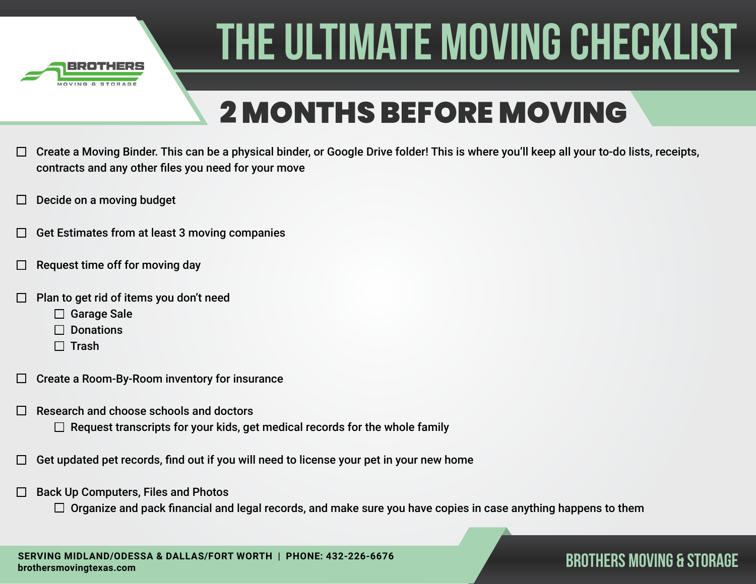# THE ULTIMATE MOVING CHECKLIST

## 2 MONTHS BEFORE MOVING

- [ ] Create a Moving Binder. This can be a physical binder, or Google Drive folder! This is where you'll keep all your to-do lists, receipts, contracts and any other files you need for your move
- [ ] Decide on a moving budget
- [ ] Get Estimates from at least 3 moving companies
- [ ] Request time off for moving day
- [ ] Plan to get rid of items you don't need
    - [ ] Garage Sale
    - [ ] Donations
    - [ ] Trash
- [ ] Create a Room-By-Room inventory for insurance
- [ ] Research and choose schools and doctors
    - [ ] Request transcripts for your kids, get medical records for the whole family
- [ ] Get updated pet records, find out if you will need to license your pet in your new home
- [ ] Back Up Computers, Files and Photos
    - [ ] Organize and pack financial and legal records, and make sure you have copies in case anything happens to them

**SERVING MIDLAND/ODESSA & DALLAS/FORT WORTH | PHONE: 432-226-6676**
**brothersmovingtexas.com**

**BROTHERS MOVING & STORAGE**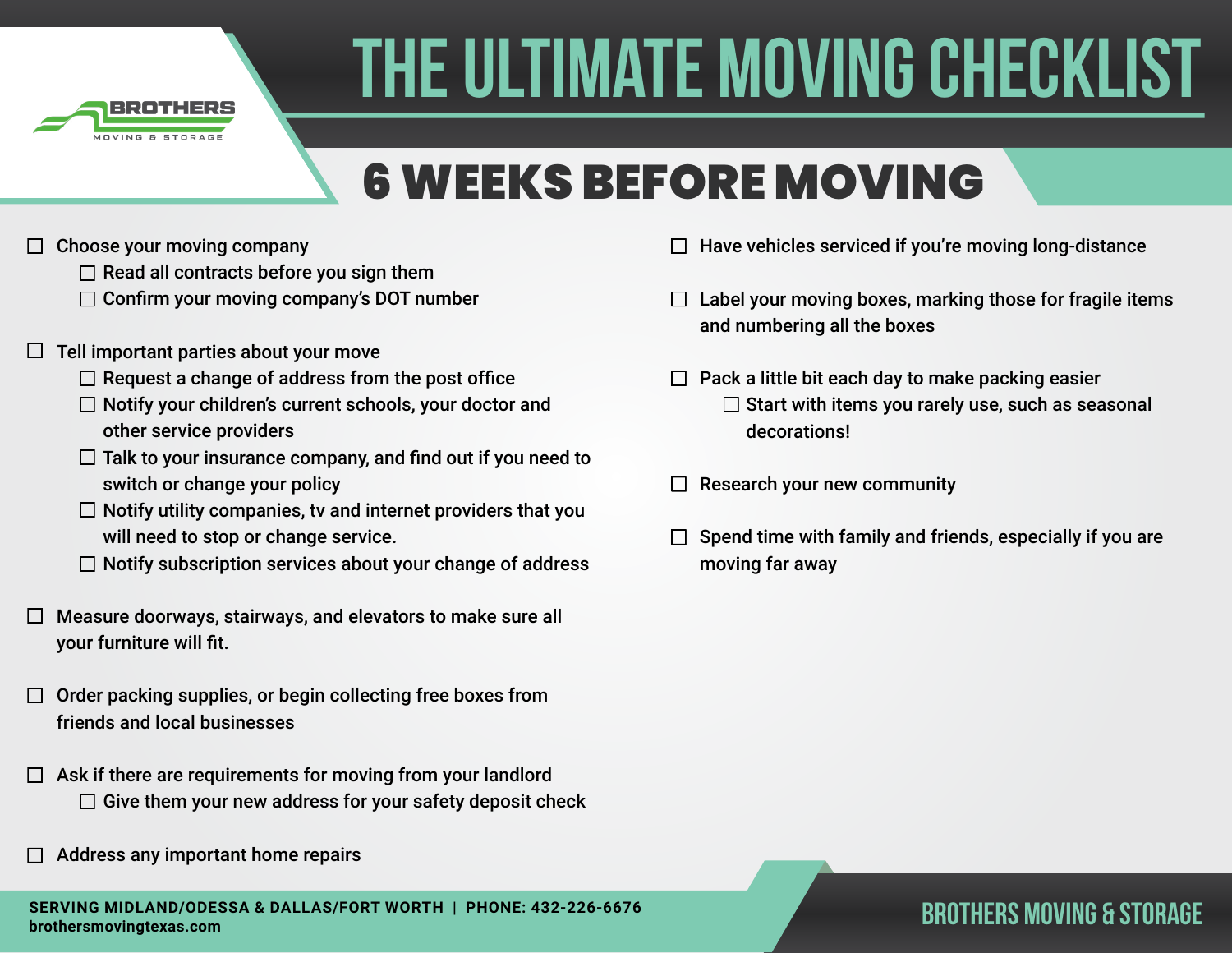# THE ULTIMATE MOVING CHECKLIST

## 6 WEEKS BEFORE MOVING

- ☐ Choose your moving company
  - ☐ Read all contracts before you sign them
  - ☐ Confirm your moving company's DOT number
- ☐ Tell important parties about your move
  - ☐ Request a change of address from the post office
  - ☐ Notify your children's current schools, your doctor and other service providers
  - ☐ Talk to your insurance company, and find out if you need to switch or change your policy
  - ☐ Notify utility companies, tv and internet providers that you will need to stop or change service.
  - ☐ Notify subscription services about your change of address
- ☐ Measure doorways, stairways, and elevators to make sure all your furniture will fit.
- ☐ Order packing supplies, or begin collecting free boxes from friends and local businesses
- ☐ Ask if there are requirements for moving from your landlord
  - ☐ Give them your new address for your safety deposit check
- ☐ Address any important home repairs
- ☐ Have vehicles serviced if you're moving long-distance
- ☐ Label your moving boxes, marking those for fragile items and numbering all the boxes
- ☐ Pack a little bit each day to make packing easier
  - ☐ Start with items you rarely use, such as seasonal decorations!
- ☐ Research your new community
- ☐ Spend time with family and friends, especially if you are moving far away

**SERVING MIDLAND/ODESSA & DALLAS/FORT WORTH | PHONE: 432-226-6676**
**brothersmovingtexas.com**

**BROTHERS MOVING & STORAGE**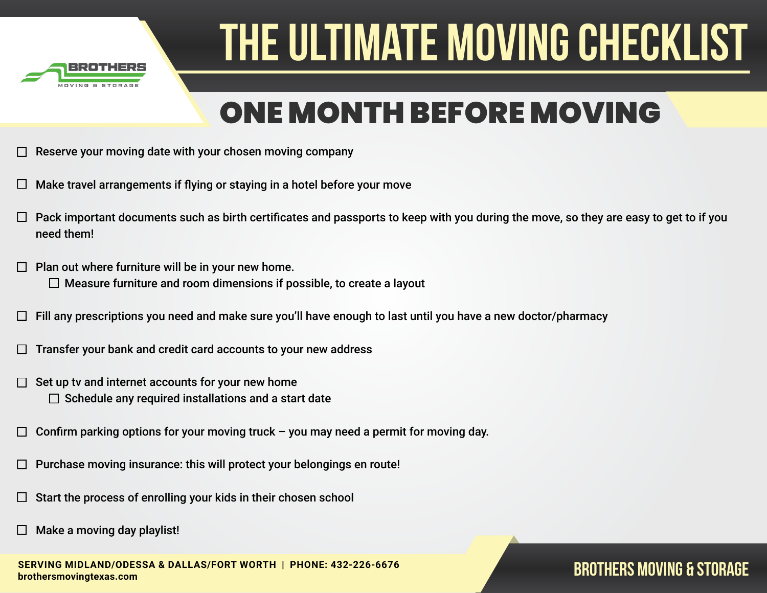# THE ULTIMATE MOVING CHECKLIST

## ONE MONTH BEFORE MOVING

- ☐ Reserve your moving date with your chosen moving company
- ☐ Make travel arrangements if flying or staying in a hotel before your move
- ☐ Pack important documents such as birth certificates and passports to keep with you during the move, so they are easy to get to if you need them!
- ☐ Plan out where furniture will be in your new home.
  - ☐ Measure furniture and room dimensions if possible, to create a layout
- ☐ Fill any prescriptions you need and make sure you'll have enough to last until you have a new doctor/pharmacy
- ☐ Transfer your bank and credit card accounts to your new address
- ☐ Set up tv and internet accounts for your new home
  - ☐ Schedule any required installations and a start date
- ☐ Confirm parking options for your moving truck – you may need a permit for moving day.
- ☐ Purchase moving insurance: this will protect your belongings en route!
- ☐ Start the process of enrolling your kids in their chosen school
- ☐ Make a moving day playlist!

**SERVING MIDLAND/ODESSA & DALLAS/FORT WORTH | PHONE: 432-226-6676**
**brothersmovingtexas.com**

**BROTHERS MOVING & STORAGE**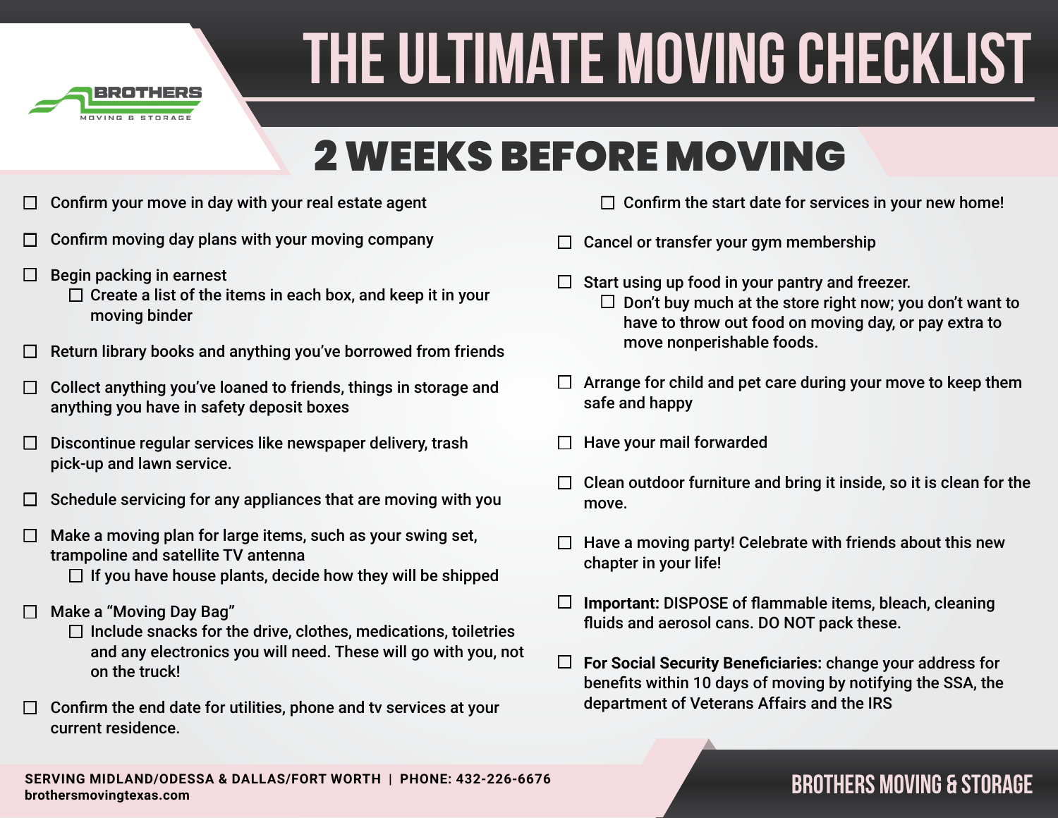# THE ULTIMATE MOVING CHECKLIST

## 2 WEEKS BEFORE MOVING

- [ ] Confirm your move in day with your real estate agent
- [ ] Confirm moving day plans with your moving company
- [ ] Begin packing in earnest
  - [ ] Create a list of the items in each box, and keep it in your moving binder
- [ ] Return library books and anything you've borrowed from friends
- [ ] Collect anything you've loaned to friends, things in storage and anything you have in safety deposit boxes
- [ ] Discontinue regular services like newspaper delivery, trash pick-up and lawn service.
- [ ] Schedule servicing for any appliances that are moving with you
- [ ] Make a moving plan for large items, such as your swing set, trampoline and satellite TV antenna
  - [ ] If you have house plants, decide how they will be shipped
- [ ] Make a "Moving Day Bag"
  - [ ] Include snacks for the drive, clothes, medications, toiletries and any electronics you will need. These will go with you, not on the truck!
- [ ] Confirm the end date for utilities, phone and tv services at your current residence.
  - [ ] Confirm the start date for services in your new home!
- [ ] Cancel or transfer your gym membership
- [ ] Start using up food in your pantry and freezer.
  - [ ] Don't buy much at the store right now; you don't want to have to throw out food on moving day, or pay extra to move nonperishable foods.
- [ ] Arrange for child and pet care during your move to keep them safe and happy
- [ ] Have your mail forwarded
- [ ] Clean outdoor furniture and bring it inside, so it is clean for the move.
- [ ] Have a moving party! Celebrate with friends about this new chapter in your life!
- [ ] **Important:** DISPOSE of flammable items, bleach, cleaning fluids and aerosol cans. DO NOT pack these.
- [ ] **For Social Security Beneficiaries:** change your address for benefits within 10 days of moving by notifying the SSA, the department of Veterans Affairs and the IRS

**SERVING MIDLAND/ODESSA & DALLAS/FORT WORTH | PHONE: 432-226-6676**
**brothersmovingtexas.com**

**BROTHERS MOVING & STORAGE**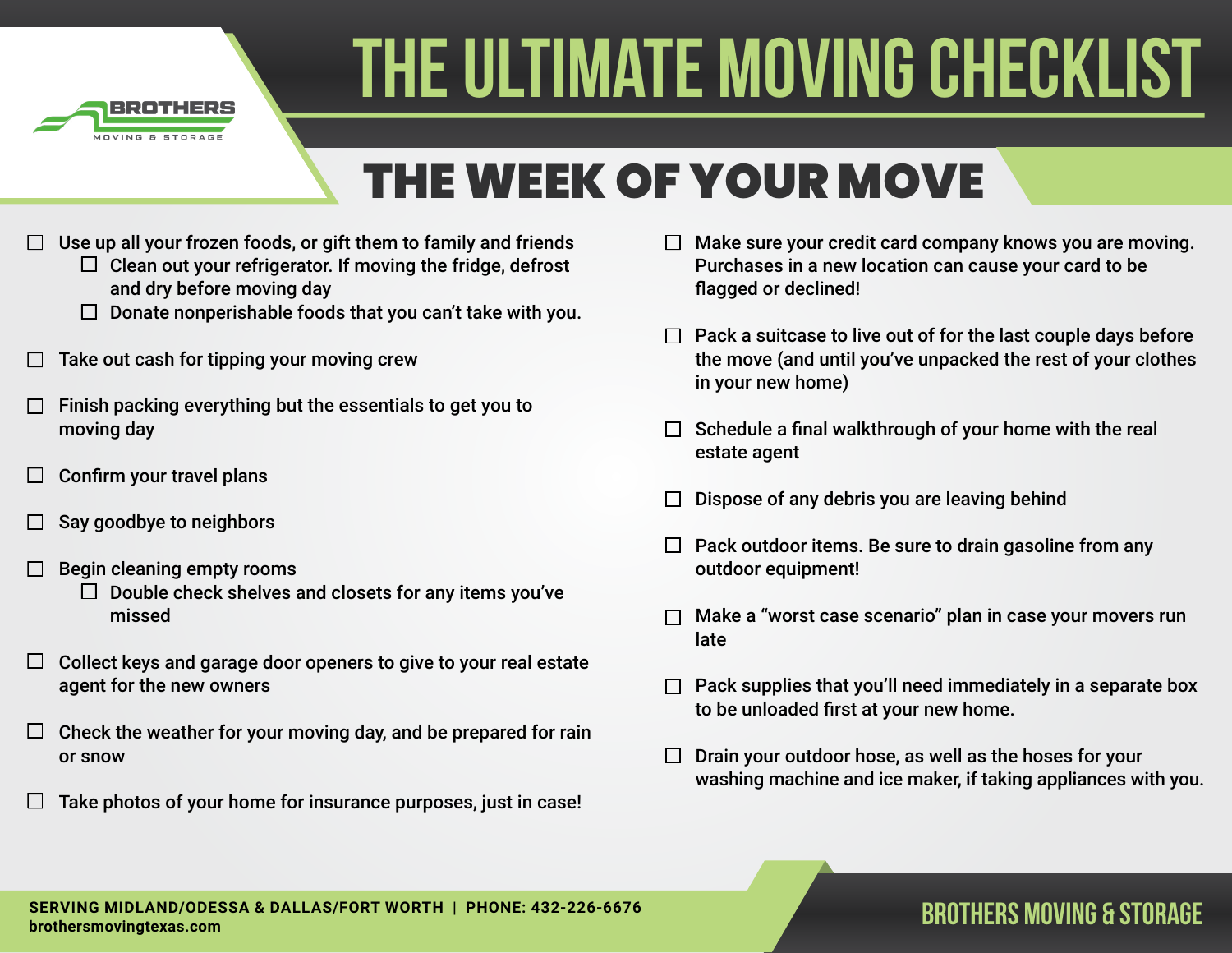# THE ULTIMATE MOVING CHECKLIST

## THE WEEK OF YOUR MOVE

- ☐ Use up all your frozen foods, or gift them to family and friends
  - ☐ Clean out your refrigerator. If moving the fridge, defrost and dry before moving day
  - ☐ Donate nonperishable foods that you can't take with you.
- ☐ Take out cash for tipping your moving crew
- ☐ Finish packing everything but the essentials to get you to moving day
- ☐ Confirm your travel plans
- ☐ Say goodbye to neighbors
- ☐ Begin cleaning empty rooms
  - ☐ Double check shelves and closets for any items you've missed
- ☐ Collect keys and garage door openers to give to your real estate agent for the new owners
- ☐ Check the weather for your moving day, and be prepared for rain or snow
- ☐ Take photos of your home for insurance purposes, just in case!
- ☐ Make sure your credit card company knows you are moving. Purchases in a new location can cause your card to be flagged or declined!
- ☐ Pack a suitcase to live out of for the last couple days before the move (and until you've unpacked the rest of your clothes in your new home)
- ☐ Schedule a final walkthrough of your home with the real estate agent
- ☐ Dispose of any debris you are leaving behind
- ☐ Pack outdoor items. Be sure to drain gasoline from any outdoor equipment!
- ☐ Make a "worst case scenario" plan in case your movers run late
- ☐ Pack supplies that you'll need immediately in a separate box to be unloaded first at your new home.
- ☐ Drain your outdoor hose, as well as the hoses for your washing machine and ice maker, if taking appliances with you.

**SERVING MIDLAND/ODESSA & DALLAS/FORT WORTH | PHONE: 432-226-6676**
**brothersmovingtexas.com**

**BROTHERS MOVING & STORAGE**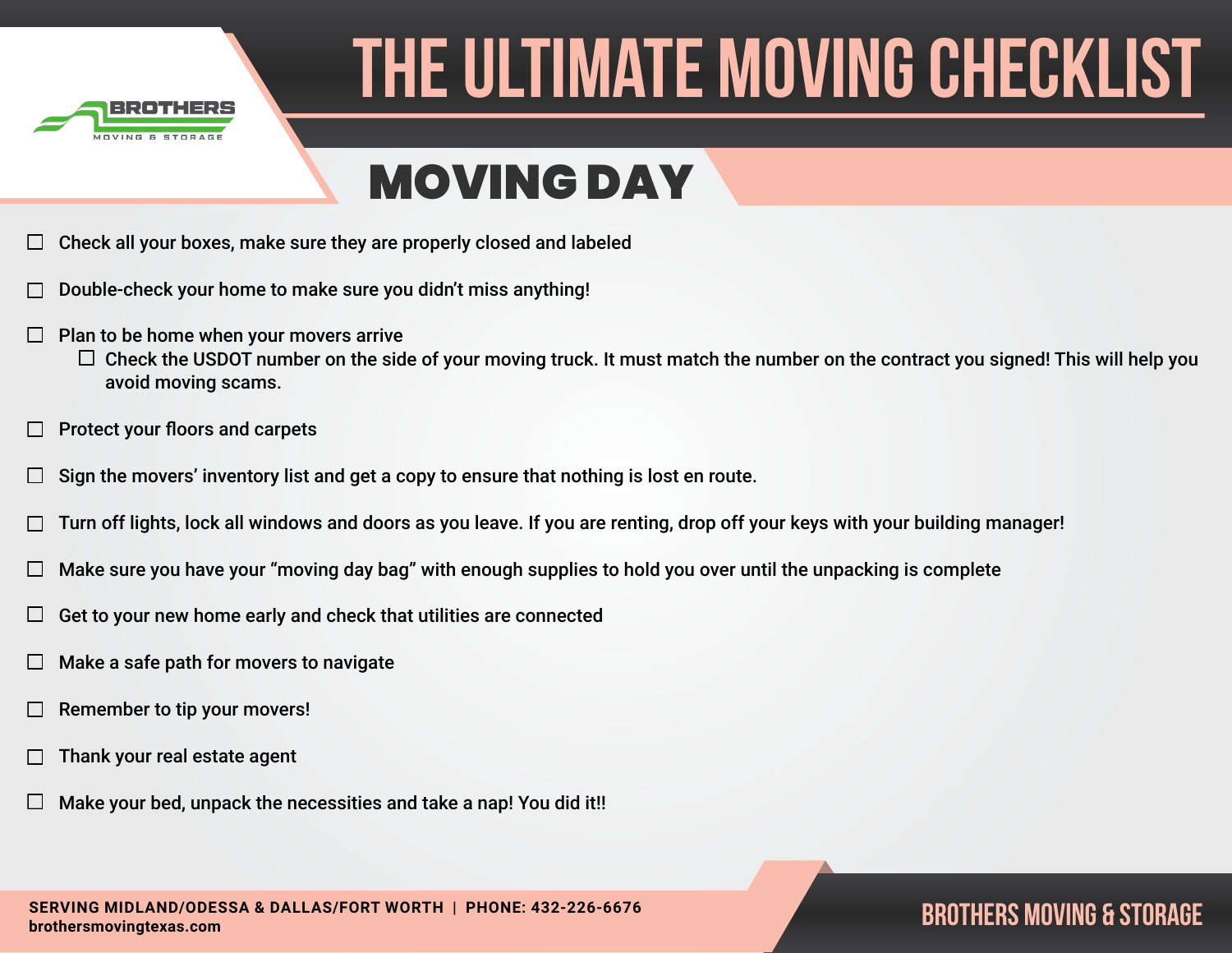# THE ULTIMATE MOVING CHECKLIST

## MOVING DAY

- ☐ Check all your boxes, make sure they are properly closed and labeled
- ☐ Double-check your home to make sure you didn't miss anything!
- ☐ Plan to be home when your movers arrive
  - ☐ Check the USDOT number on the side of your moving truck. It must match the number on the contract you signed! This will help you avoid moving scams.
- ☐ Protect your floors and carpets
- ☐ Sign the movers' inventory list and get a copy to ensure that nothing is lost en route.
- ☐ Turn off lights, lock all windows and doors as you leave. If you are renting, drop off your keys with your building manager!
- ☐ Make sure you have your "moving day bag" with enough supplies to hold you over until the unpacking is complete
- ☐ Get to your new home early and check that utilities are connected
- ☐ Make a safe path for movers to navigate
- ☐ Remember to tip your movers!
- ☐ Thank your real estate agent
- ☐ Make your bed, unpack the necessities and take a nap! You did it!!

**SERVING MIDLAND/ODESSA & DALLAS/FORT WORTH | PHONE: 432-226-6676**
**brothersmovingtexas.com**

BROTHERS MOVING & STORAGE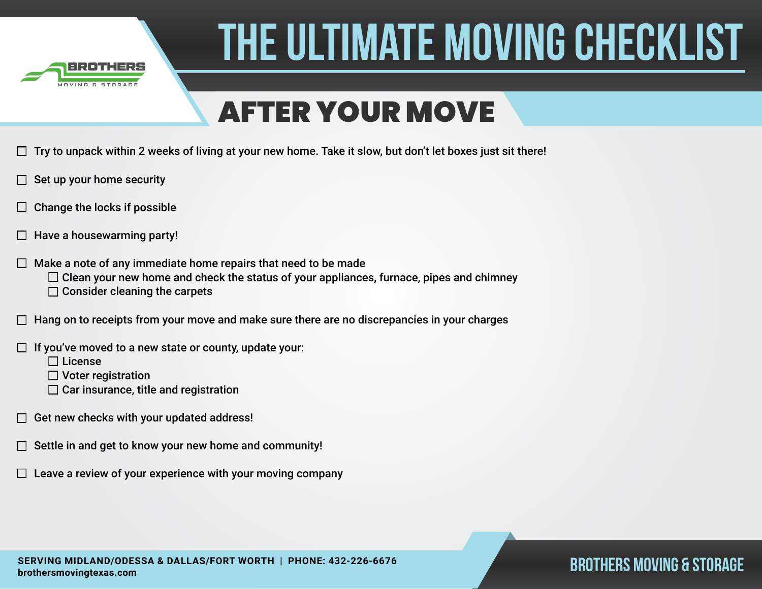BROTHERS
MOVING & STORAGE

# THE ULTIMATE MOVING CHECKLIST

## AFTER YOUR MOVE

- [ ] Try to unpack within 2 weeks of living at your new home. Take it slow, but don't let boxes just sit there!
- [ ] Set up your home security
- [ ] Change the locks if possible
- [ ] Have a housewarming party!
- [ ] Make a note of any immediate home repairs that need to be made
  - [ ] Clean your new home and check the status of your appliances, furnace, pipes and chimney
  - [ ] Consider cleaning the carpets
- [ ] Hang on to receipts from your move and make sure there are no discrepancies in your charges
- [ ] If you've moved to a new state or county, update your:
  - [ ] License
  - [ ] Voter registration
  - [ ] Car insurance, title and registration
- [ ] Get new checks with your updated address!
- [ ] Settle in and get to know your new home and community!
- [ ] Leave a review of your experience with your moving company

**SERVING MIDLAND/ODESSA & DALLAS/FORT WORTH | PHONE: 432-226-6676**
**brothersmovingtexas.com**

BROTHERS MOVING & STORAGE